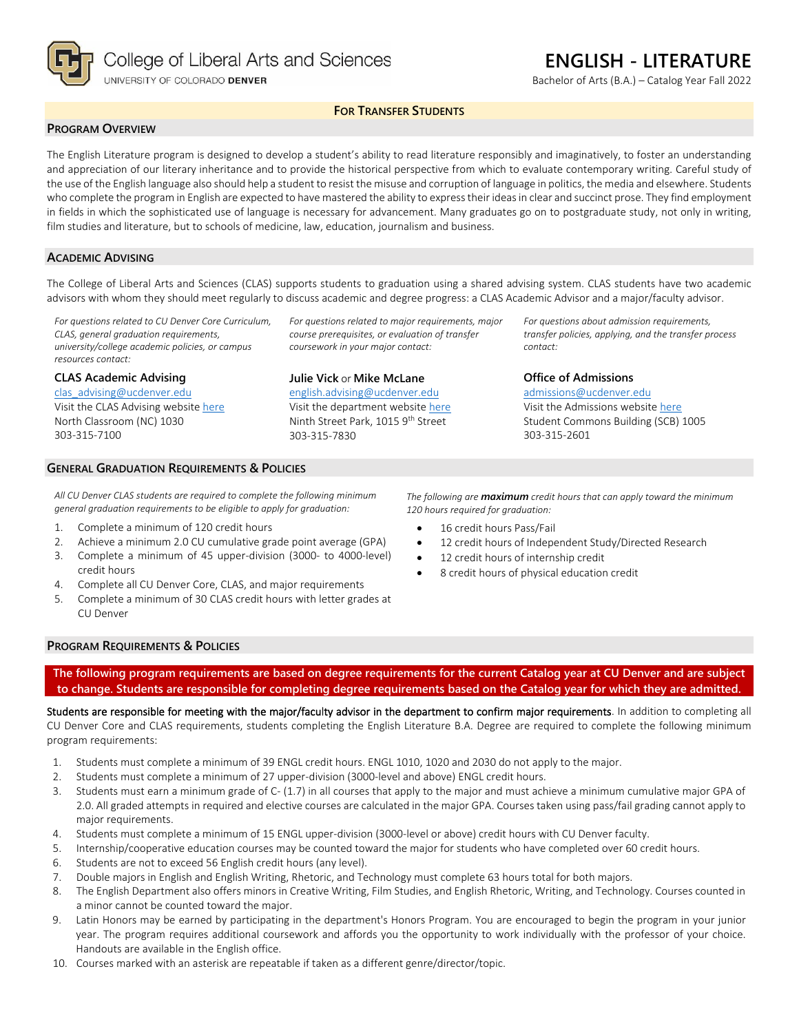College of Liberal Arts and Sciences
UNIVERSITY OF COLORADO DENVER

# ENGLISH - LITERATURE

Bachelor of Arts (B.A.) – Catalog Year Fall 2022

**FOR TRANSFER STUDENTS**

## PROGRAM OVERVIEW

The English Literature program is designed to develop a student's ability to read literature responsibly and imaginatively, to foster an understanding and appreciation of our literary inheritance and to provide the historical perspective from which to evaluate contemporary writing. Careful study of the use of the English language also should help a student to resist the misuse and corruption of language in politics, the media and elsewhere. Students who complete the program in English are expected to have mastered the ability to express their ideas in clear and succinct prose. They find employment in fields in which the sophisticated use of language is necessary for advancement. Many graduates go on to postgraduate study, not only in writing, film studies and literature, but to schools of medicine, law, education, journalism and business.

## ACADEMIC ADVISING

The College of Liberal Arts and Sciences (CLAS) supports students to graduation using a shared advising system. CLAS students have two academic advisors with whom they should meet regularly to discuss academic and degree progress: a CLAS Academic Advisor and a major/faculty advisor.

*For questions related to CU Denver Core Curriculum, CLAS, general graduation requirements, university/college academic policies, or campus resources contact:*

**CLAS Academic Advising**
clas_advising@ucdenver.edu
Visit the CLAS Advising website here
North Classroom (NC) 1030
303-315-7100

*For questions related to major requirements, major course prerequisites, or evaluation of transfer coursework in your major contact:*

**Julie Vick** or **Mike McLane**
english.advising@ucdenver.edu
Visit the department website here
Ninth Street Park, 1015 9th Street
303-315-7830

*For questions about admission requirements, transfer policies, applying, and the transfer process contact:*

**Office of Admissions**
admissions@ucdenver.edu
Visit the Admissions website here
Student Commons Building (SCB) 1005
303-315-2601

## GENERAL GRADUATION REQUIREMENTS & POLICIES

*All CU Denver CLAS students are required to complete the following minimum general graduation requirements to be eligible to apply for graduation:*

1. Complete a minimum of 120 credit hours
2. Achieve a minimum 2.0 CU cumulative grade point average (GPA)
3. Complete a minimum of 45 upper-division (3000- to 4000-level) credit hours
4. Complete all CU Denver Core, CLAS, and major requirements
5. Complete a minimum of 30 CLAS credit hours with letter grades at CU Denver

*The following are **maximum** credit hours that can apply toward the minimum 120 hours required for graduation:*

- 16 credit hours Pass/Fail
- 12 credit hours of Independent Study/Directed Research
- 12 credit hours of internship credit
- 8 credit hours of physical education credit

## PROGRAM REQUIREMENTS & POLICIES

**The following program requirements are based on degree requirements for the current Catalog year at CU Denver and are subject to change. Students are responsible for completing degree requirements based on the Catalog year for which they are admitted.**

Students are responsible for meeting with the major/faculty advisor in the department to confirm major requirements. In addition to completing all CU Denver Core and CLAS requirements, students completing the English Literature B.A. Degree are required to complete the following minimum program requirements:

1. Students must complete a minimum of 39 ENGL credit hours. ENGL 1010, 1020 and 2030 do not apply to the major.
2. Students must complete a minimum of 27 upper-division (3000-level and above) ENGL credit hours.
3. Students must earn a minimum grade of C- (1.7) in all courses that apply to the major and must achieve a minimum cumulative major GPA of 2.0. All graded attempts in required and elective courses are calculated in the major GPA. Courses taken using pass/fail grading cannot apply to major requirements.
4. Students must complete a minimum of 15 ENGL upper-division (3000-level or above) credit hours with CU Denver faculty.
5. Internship/cooperative education courses may be counted toward the major for students who have completed over 60 credit hours.
6. Students are not to exceed 56 English credit hours (any level).
7. Double majors in English and English Writing, Rhetoric, and Technology must complete 63 hours total for both majors.
8. The English Department also offers minors in Creative Writing, Film Studies, and English Rhetoric, Writing, and Technology. Courses counted in a minor cannot be counted toward the major.
9. Latin Honors may be earned by participating in the department's Honors Program. You are encouraged to begin the program in your junior year. The program requires additional coursework and affords you the opportunity to work individually with the professor of your choice. Handouts are available in the English office.
10. Courses marked with an asterisk are repeatable if taken as a different genre/director/topic.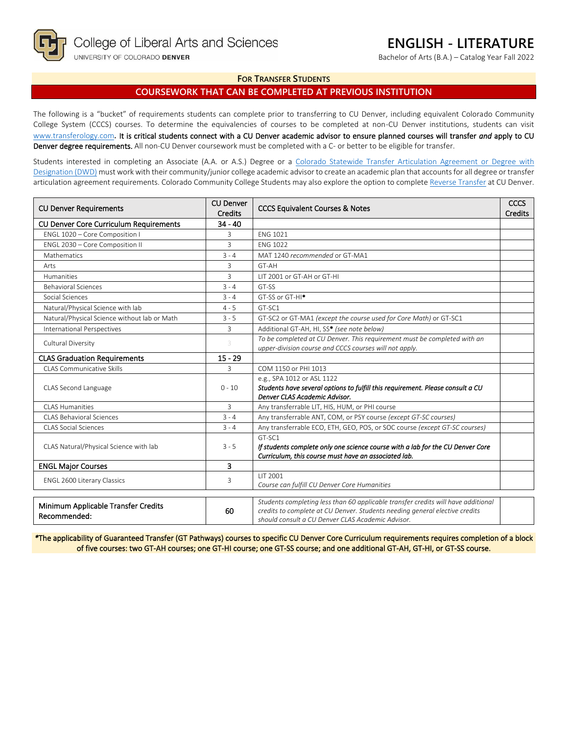College of Liberal Arts and Sciences
UNIVERSITY OF COLORADO DENVER

# ENGLISH - LITERATURE

Bachelor of Arts (B.A.) – Catalog Year Fall 2022

## FOR TRANSFER STUDENTS

## COURSEWORK THAT CAN BE COMPLETED AT PREVIOUS INSTITUTION

The following is a "bucket" of requirements students can complete prior to transferring to CU Denver, including equivalent Colorado Community College System (CCCS) courses. To determine the equivalencies of courses to be completed at non-CU Denver institutions, students can visit www.transferology.com**. It is critical students connect with a CU Denver academic advisor to ensure planned courses will transfer *and* apply to CU Denver degree requirements.** All non-CU Denver coursework must be completed with a C- or better to be eligible for transfer.

Students interested in completing an Associate (A.A. or A.S.) Degree or a Colorado Statewide Transfer Articulation Agreement or Degree with Designation (DWD) must work with their community/junior college academic advisor to create an academic plan that accounts for all degree or transfer articulation agreement requirements. Colorado Community College Students may also explore the option to complete Reverse Transfer at CU Denver.

| CU Denver Requirements | CU Denver Credits | CCCS Equivalent Courses & Notes | CCCS Credits |
|---|---|---|---|
| **CU Denver Core Curriculum Requirements** | **34 - 40** | | |
| ENGL 1020 – Core Composition I | 3 | ENG 1021 | |
| ENGL 2030 – Core Composition II | 3 | ENG 1022 | |
| Mathematics | 3 - 4 | MAT 1240 *recommended* or GT-MA1 | |
| Arts | 3 | GT-AH | |
| Humanities | 3 | LIT 2001 or GT-AH or GT-HI | |
| Behavioral Sciences | 3 - 4 | GT-SS | |
| Social Sciences | 3 - 4 | GT-SS or GT-HI* | |
| Natural/Physical Science with lab | 4 - 5 | GT-SC1 | |
| Natural/Physical Science without lab or Math | 3 - 5 | GT-SC2 or GT-MA1 *(except the course used for Core Math)* or GT-SC1 | |
| International Perspectives | 3 | Additional GT-AH, HI, SS* *(see note below)* | |
| Cultural Diversity | 3 | *To be completed at CU Denver. This requirement must be completed with an upper-division course and CCCS courses will not apply.* | |
| **CLAS Graduation Requirements** | **15 - 29** | | |
| CLAS Communicative Skills | 3 | COM 1150 or PHI 1013 | |
| CLAS Second Language | 0 - 10 | e.g., SPA 1012 or ASL 1122 ***Students have several options to fulfill this requirement. Please consult a CU Denver CLAS Academic Advisor.*** | |
| CLAS Humanities | 3 | Any transferrable LIT, HIS, HUM, or PHI course | |
| CLAS Behavioral Sciences | 3 - 4 | Any transferrable ANT, COM, or PSY course *(except GT-SC courses)* | |
| CLAS Social Sciences | 3 - 4 | Any transferrable ECO, ETH, GEO, POS, or SOC course *(except GT-SC courses)* | |
| CLAS Natural/Physical Science with lab | 3 - 5 | GT-SC1 ***If students complete only one science course with a lab for the CU Denver Core Curriculum, this course must have an associated lab.*** | |
| **ENGL Major Courses** | **3** | | |
| ENGL 2600 Literary Classics | 3 | LIT 2001 *Course can fulfill CU Denver Core Humanities* | |

| Minimum Applicable Transfer Credits Recommended: | 60 | *Students completing less than 60 applicable transfer credits will have additional credits to complete at CU Denver. Students needing general elective credits should consult a CU Denver CLAS Academic Advisor.* | |
|---|---|---|---|

***The applicability of Guaranteed Transfer (GT Pathways) courses to specific CU Denver Core Curriculum requirements requires completion of a block of five courses: two GT-AH courses; one GT-HI course; one GT-SS course; and one additional GT-AH, GT-HI, or GT-SS course.**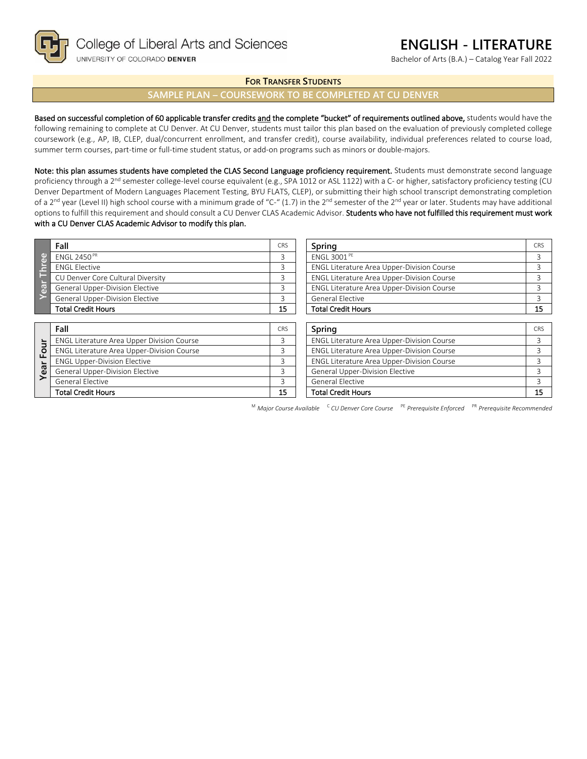College of Liberal Arts and Sciences
UNIVERSITY OF COLORADO DENVER

# ENGLISH - LITERATURE

Bachelor of Arts (B.A.) – Catalog Year Fall 2022

## FOR TRANSFER STUDENTS

## SAMPLE PLAN – COURSEWORK TO BE COMPLETED AT CU DENVER

**Based on successful completion of 60 applicable transfer credits and the complete "bucket" of requirements outlined above,** students would have the following remaining to complete at CU Denver. At CU Denver, students must tailor this plan based on the evaluation of previously completed college coursework (e.g., AP, IB, CLEP, dual/concurrent enrollment, and transfer credit), course availability, individual preferences related to course load, summer term courses, part-time or full-time student status, or add-on programs such as minors or double-majors.

**Note: this plan assumes students have completed the CLAS Second Language proficiency requirement.** Students must demonstrate second language proficiency through a 2nd semester college-level course equivalent (e.g., SPA 1012 or ASL 1122) with a C- or higher, satisfactory proficiency testing (CU Denver Department of Modern Languages Placement Testing, BYU FLATS, CLEP), or submitting their high school transcript demonstrating completion of a 2nd year (Level II) high school course with a minimum grade of "C-" (1.7) in the 2nd semester of the 2nd year or later. Students may have additional options to fulfill this requirement and should consult a CU Denver CLAS Academic Advisor. **Students who have not fulfilled this requirement must work with a CU Denver CLAS Academic Advisor to modify this plan.**

### Year Three

| Fall | CRS |
|---|---|
| ENGL 2450 PR | 3 |
| ENGL Elective | 3 |
| CU Denver Core Cultural Diversity | 3 |
| General Upper-Division Elective | 3 |
| General Upper-Division Elective | 3 |
| **Total Credit Hours** | **15** |

| Spring | CRS |
|---|---|
| ENGL 3001 PE | 3 |
| ENGL Literature Area Upper-Division Course | 3 |
| ENGL Literature Area Upper-Division Course | 3 |
| ENGL Literature Area Upper-Division Course | 3 |
| General Elective | 3 |
| **Total Credit Hours** | **15** |

### Year Four

| Fall | CRS |
|---|---|
| ENGL Literature Area Upper Division Course | 3 |
| ENGL Literature Area Upper-Division Course | 3 |
| ENGL Upper-Division Elective | 3 |
| General Upper-Division Elective | 3 |
| General Elective | 3 |
| **Total Credit Hours** | **15** |

| Spring | CRS |
|---|---|
| ENGL Literature Area Upper-Division Course | 3 |
| ENGL Literature Area Upper-Division Course | 3 |
| ENGL Literature Area Upper-Division Course | 3 |
| General Upper-Division Elective | 3 |
| General Elective | 3 |
| **Total Credit Hours** | **15** |

*M Major Course Available  C CU Denver Core Course  PE Prerequisite Enforced  PR Prerequisite Recommended*